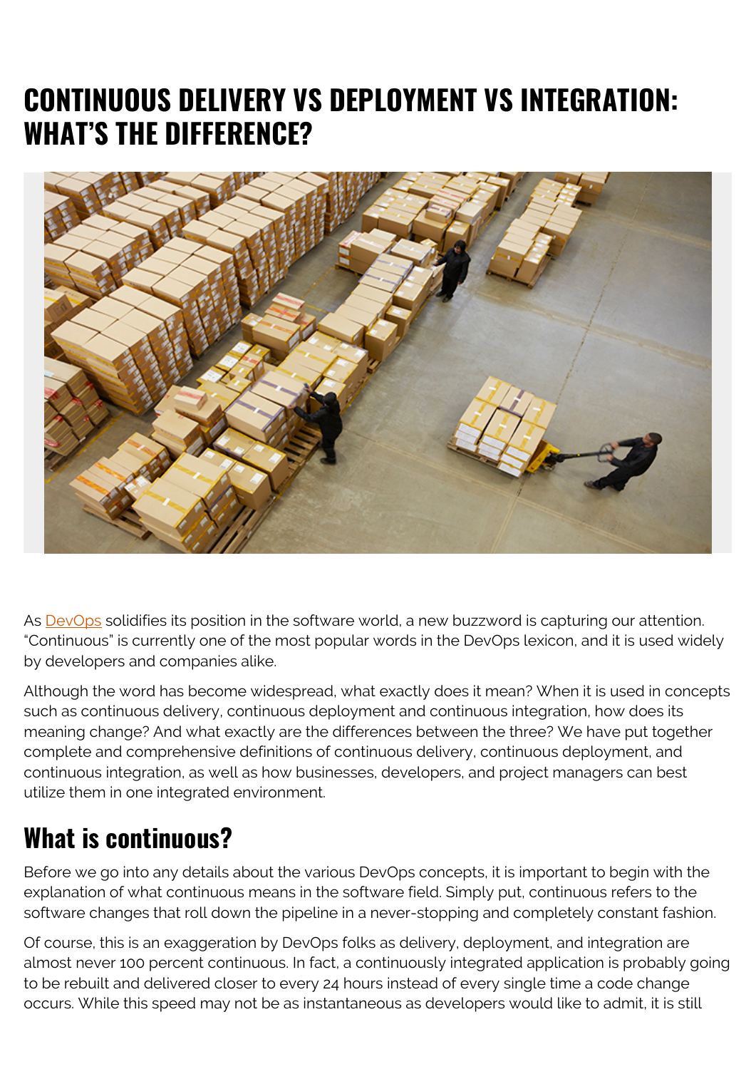# CONTINUOUS DELIVERY VS DEPLOYMENT VS INTEGRATION: WHAT'S THE DIFFERENCE?

As DevOps solidifies its position in the software world, a new buzzword is capturing our attention. "Continuous" is currently one of the most popular words in the DevOps lexicon, and it is used widely by developers and companies alike.

Although the word has become widespread, what exactly does it mean? When it is used in concepts such as continuous delivery, continuous deployment and continuous integration, how does its meaning change? And what exactly are the differences between the three? We have put together complete and comprehensive definitions of continuous delivery, continuous deployment, and continuous integration, as well as how businesses, developers, and project managers can best utilize them in one integrated environment.

## What is continuous?

Before we go into any details about the various DevOps concepts, it is important to begin with the explanation of what continuous means in the software field. Simply put, continuous refers to the software changes that roll down the pipeline in a never-stopping and completely constant fashion.

Of course, this is an exaggeration by DevOps folks as delivery, deployment, and integration are almost never 100 percent continuous. In fact, a continuously integrated application is probably going to be rebuilt and delivered closer to every 24 hours instead of every single time a code change occurs. While this speed may not be as instantaneous as developers would like to admit, it is still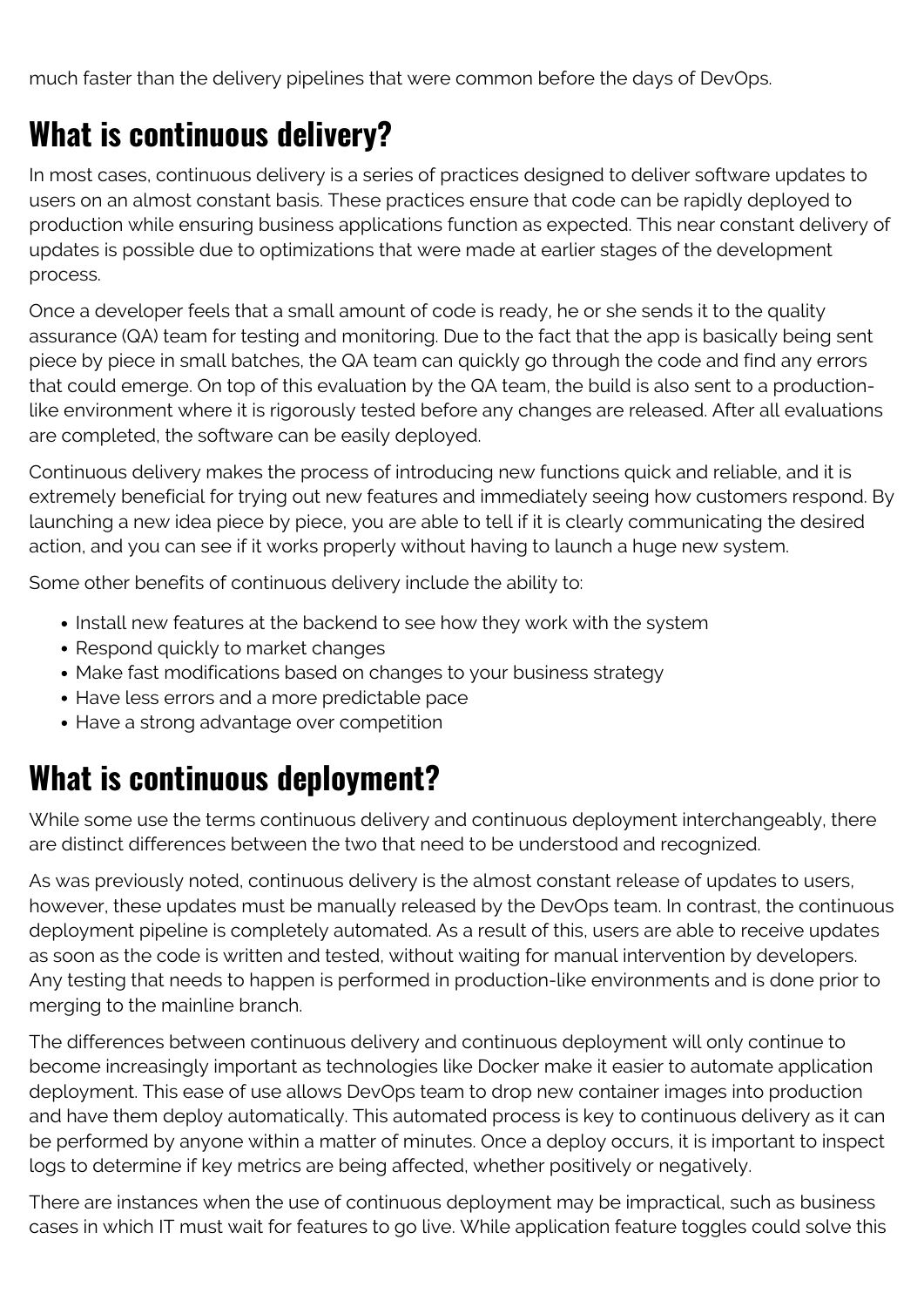much faster than the delivery pipelines that were common before the days of DevOps.

## What is continuous delivery?

In most cases, continuous delivery is a series of practices designed to deliver software updates to users on an almost constant basis. These practices ensure that code can be rapidly deployed to production while ensuring business applications function as expected. This near constant delivery of updates is possible due to optimizations that were made at earlier stages of the development process.

Once a developer feels that a small amount of code is ready, he or she sends it to the quality assurance (QA) team for testing and monitoring. Due to the fact that the app is basically being sent piece by piece in small batches, the QA team can quickly go through the code and find any errors that could emerge. On top of this evaluation by the QA team, the build is also sent to a production-like environment where it is rigorously tested before any changes are released. After all evaluations are completed, the software can be easily deployed.

Continuous delivery makes the process of introducing new functions quick and reliable, and it is extremely beneficial for trying out new features and immediately seeing how customers respond. By launching a new idea piece by piece, you are able to tell if it is clearly communicating the desired action, and you can see if it works properly without having to launch a huge new system.

Some other benefits of continuous delivery include the ability to:

- Install new features at the backend to see how they work with the system
- Respond quickly to market changes
- Make fast modifications based on changes to your business strategy
- Have less errors and a more predictable pace
- Have a strong advantage over competition

## What is continuous deployment?

While some use the terms continuous delivery and continuous deployment interchangeably, there are distinct differences between the two that need to be understood and recognized.

As was previously noted, continuous delivery is the almost constant release of updates to users, however, these updates must be manually released by the DevOps team. In contrast, the continuous deployment pipeline is completely automated. As a result of this, users are able to receive updates as soon as the code is written and tested, without waiting for manual intervention by developers. Any testing that needs to happen is performed in production-like environments and is done prior to merging to the mainline branch.

The differences between continuous delivery and continuous deployment will only continue to become increasingly important as technologies like Docker make it easier to automate application deployment. This ease of use allows DevOps team to drop new container images into production and have them deploy automatically. This automated process is key to continuous delivery as it can be performed by anyone within a matter of minutes. Once a deploy occurs, it is important to inspect logs to determine if key metrics are being affected, whether positively or negatively.

There are instances when the use of continuous deployment may be impractical, such as business cases in which IT must wait for features to go live. While application feature toggles could solve this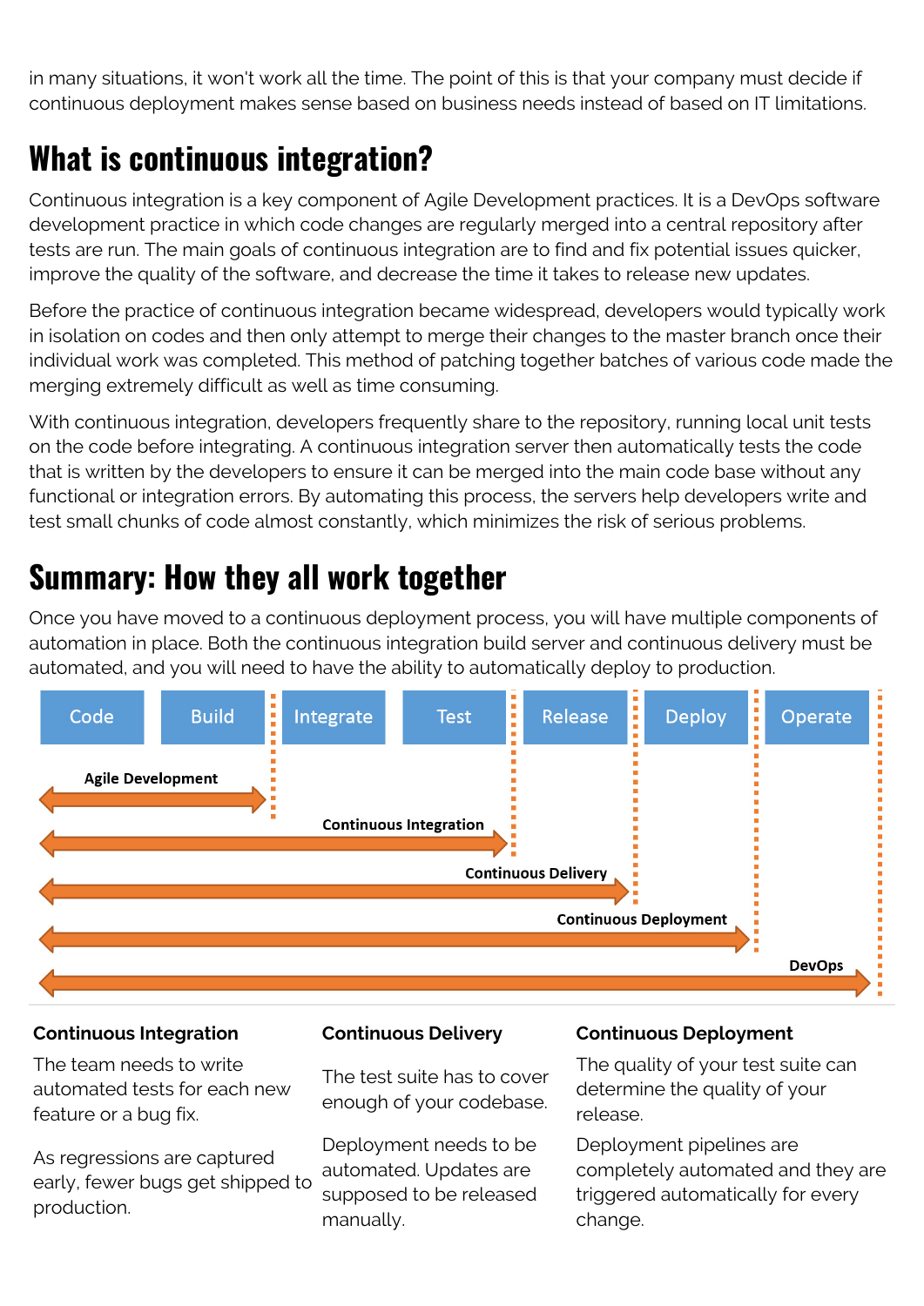in many situations, it won't work all the time. The point of this is that your company must decide if continuous deployment makes sense based on business needs instead of based on IT limitations.

## What is continuous integration?

Continuous integration is a key component of Agile Development practices. It is a DevOps software development practice in which code changes are regularly merged into a central repository after tests are run. The main goals of continuous integration are to find and fix potential issues quicker, improve the quality of the software, and decrease the time it takes to release new updates.

Before the practice of continuous integration became widespread, developers would typically work in isolation on codes and then only attempt to merge their changes to the master branch once their individual work was completed. This method of patching together batches of various code made the merging extremely difficult as well as time consuming.

With continuous integration, developers frequently share to the repository, running local unit tests on the code before integrating. A continuous integration server then automatically tests the code that is written by the developers to ensure it can be merged into the main code base without any functional or integration errors. By automating this process, the servers help developers write and test small chunks of code almost constantly, which minimizes the risk of serious problems.

## Summary: How they all work together

Once you have moved to a continuous deployment process, you will have multiple components of automation in place. Both the continuous integration build server and continuous delivery must be automated, and you will need to have the ability to automatically deploy to production.

| Code | Build | Integrate | Test | Release | Deploy | Operate |
|---|---|---|---|---|---|---|
| Agile Development | ← | → | | | | |
| Continuous Integration | ← | ← | ← | → | | |
| Continuous Delivery | ← | ← | ← | ← | → | |
| Continuous Deployment | ← | ← | ← | ← | ← | → |
| DevOps | ← | ← | ← | ← | ← | ← |

### Continuous Integration

The team needs to write automated tests for each new feature or a bug fix.

As regressions are captured early, fewer bugs get shipped to production.

### Continuous Delivery

The test suite has to cover enough of your codebase.

Deployment needs to be automated. Updates are supposed to be released manually.

### Continuous Deployment

The quality of your test suite can determine the quality of your release.

Deployment pipelines are completely automated and they are triggered automatically for every change.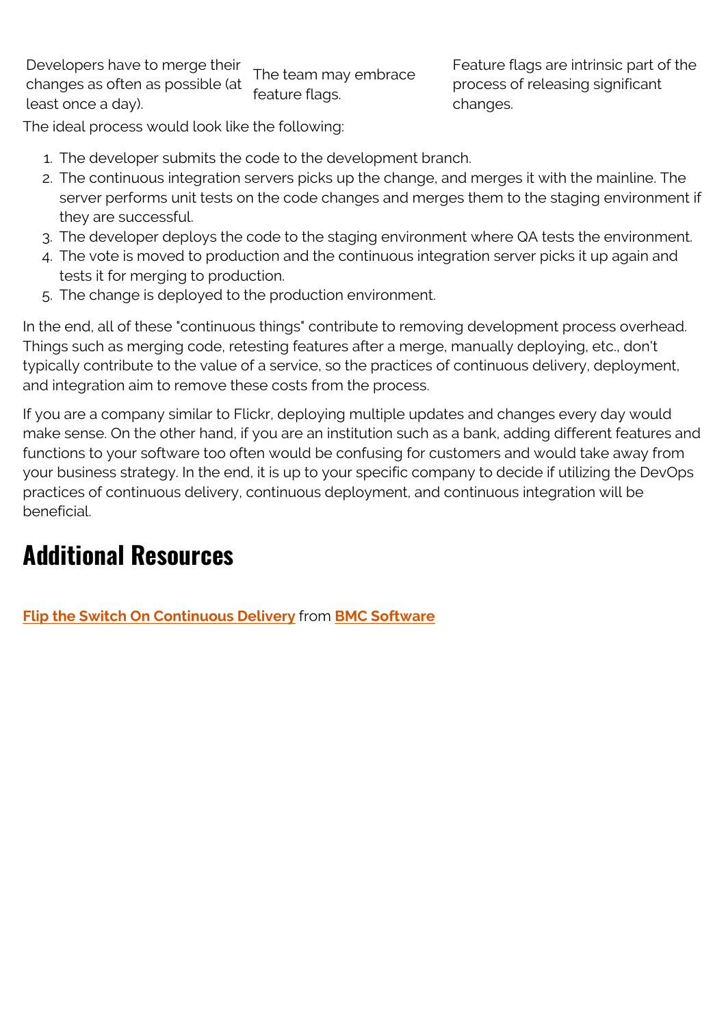| | | |
|---|---|---|
| Developers have to merge their changes as often as possible (at least once a day). | The team may embrace feature flags. | Feature flags are intrinsic part of the process of releasing significant changes. |

The ideal process would look like the following:

1. The developer submits the code to the development branch.
2. The continuous integration servers picks up the change, and merges it with the mainline. The server performs unit tests on the code changes and merges them to the staging environment if they are successful.
3. The developer deploys the code to the staging environment where QA tests the environment.
4. The vote is moved to production and the continuous integration server picks it up again and tests it for merging to production.
5. The change is deployed to the production environment.

In the end, all of these "continuous things" contribute to removing development process overhead. Things such as merging code, retesting features after a merge, manually deploying, etc., don't typically contribute to the value of a service, so the practices of continuous delivery, deployment, and integration aim to remove these costs from the process.

If you are a company similar to Flickr, deploying multiple updates and changes every day would make sense. On the other hand, if you are an institution such as a bank, adding different features and functions to your software too often would be confusing for customers and would take away from your business strategy. In the end, it is up to your specific company to decide if utilizing the DevOps practices of continuous delivery, continuous deployment, and continuous integration will be beneficial.

## Additional Resources

**Flip the Switch On Continuous Delivery** from **BMC Software**